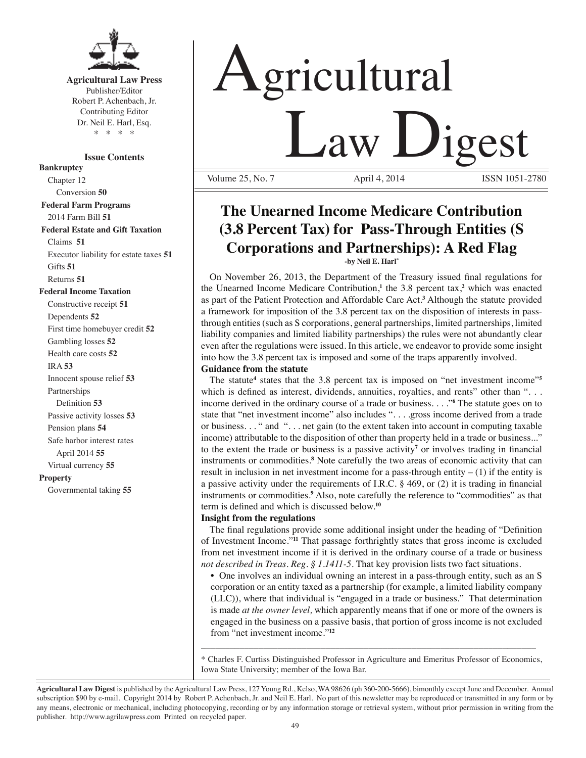**Agricultural Law Press**
Publisher/Editor
Robert P. Achenbach, Jr.
Contributing Editor
Dr. Neil E. Harl, Esq.
\* \* \* \*

**Issue Contents**

**Bankruptcy**
- Chapter 12
  - Conversion **50**

**Federal Farm Programs**
- 2014 Farm Bill **51**

**Federal Estate and Gift Taxation**
- Claims **51**
- Executor liability for estate taxes **51**
- Gifts **51**
- Returns **51**

**Federal Income Taxation**
- Constructive receipt **51**
- Dependents **52**
- First time homebuyer credit **52**
- Gambling losses **52**
- Health care costs **52**
- IRA **53**
- Innocent spouse relief **53**
- Partnerships
  - Definition **53**
- Passive activity losses **53**
- Pension plans **54**
- Safe harbor interest rates
  - April 2014 **55**
- Virtual currency **55**

**Property**
- Governmental taking **55**

# Agricultural Law Digest

Volume 25, No. 7 — April 4, 2014 — ISSN 1051-2780

## The Unearned Income Medicare Contribution (3.8 Percent Tax) for Pass-Through Entities (S Corporations and Partnerships): A Red Flag

**-by Neil E. Harl\***

On November 26, 2013, the Department of the Treasury issued final regulations for the Unearned Income Medicare Contribution,[1] the 3.8 percent tax,[2] which was enacted as part of the Patient Protection and Affordable Care Act.[3] Although the statute provided a framework for imposition of the 3.8 percent tax on the disposition of interests in pass-through entities (such as S corporations, general partnerships, limited partnerships, limited liability companies and limited liability partnerships) the rules were not abundantly clear even after the regulations were issued. In this article, we endeavor to provide some insight into how the 3.8 percent tax is imposed and some of the traps apparently involved.

**Guidance from the statute**

The statute[4] states that the 3.8 percent tax is imposed on "net investment income"[5] which is defined as interest, dividends, annuities, royalties, and rents" other than ". . . income derived in the ordinary course of a trade or business. . . ."[6] The statute goes on to state that "net investment income" also includes ". . . .gross income derived from a trade or business. . . " and ". . . net gain (to the extent taken into account in computing taxable income) attributable to the disposition of other than property held in a trade or business..." to the extent the trade or business is a passive activity[7] or involves trading in financial instruments or commodities.[8] Note carefully the two areas of economic activity that can result in inclusion in net investment income for a pass-through entity – (1) if the entity is a passive activity under the requirements of I.R.C. § 469, or (2) it is trading in financial instruments or commodities.[9] Also, note carefully the reference to "commodities" as that term is defined and which is discussed below.[10]

**Insight from the regulations**

The final regulations provide some additional insight under the heading of "Definition of Investment Income."[11] That passage forthrightly states that gross income is excluded from net investment income if it is derived in the ordinary course of a trade or business *not described in Treas. Reg. § 1.1411-5*. That key provision lists two fact situations.

- One involves an individual owning an interest in a pass-through entity, such as an S corporation or an entity taxed as a partnership (for example, a limited liability company (LLC)), where that individual is "engaged in a trade or business." That determination is made *at the owner level,* which apparently means that if one or more of the owners is engaged in the business on a passive basis, that portion of gross income is not excluded from "net investment income."[12]

---

\* Charles F. Curtiss Distinguished Professor in Agriculture and Emeritus Professor of Economics, Iowa State University; member of the Iowa Bar.

---

**Agricultural Law Digest** is published by the Agricultural Law Press, 127 Young Rd., Kelso, WA 98626 (ph 360-200-5666), bimonthly except June and December. Annual subscription $90 by e-mail. Copyright 2014 by Robert P. Achenbach, Jr. and Neil E. Harl. No part of this newsletter may be reproduced or transmitted in any form or by any means, electronic or mechanical, including photocopying, recording or by any information storage or retrieval system, without prior permission in writing from the publisher. http://www.agrilawpress.com Printed on recycled paper.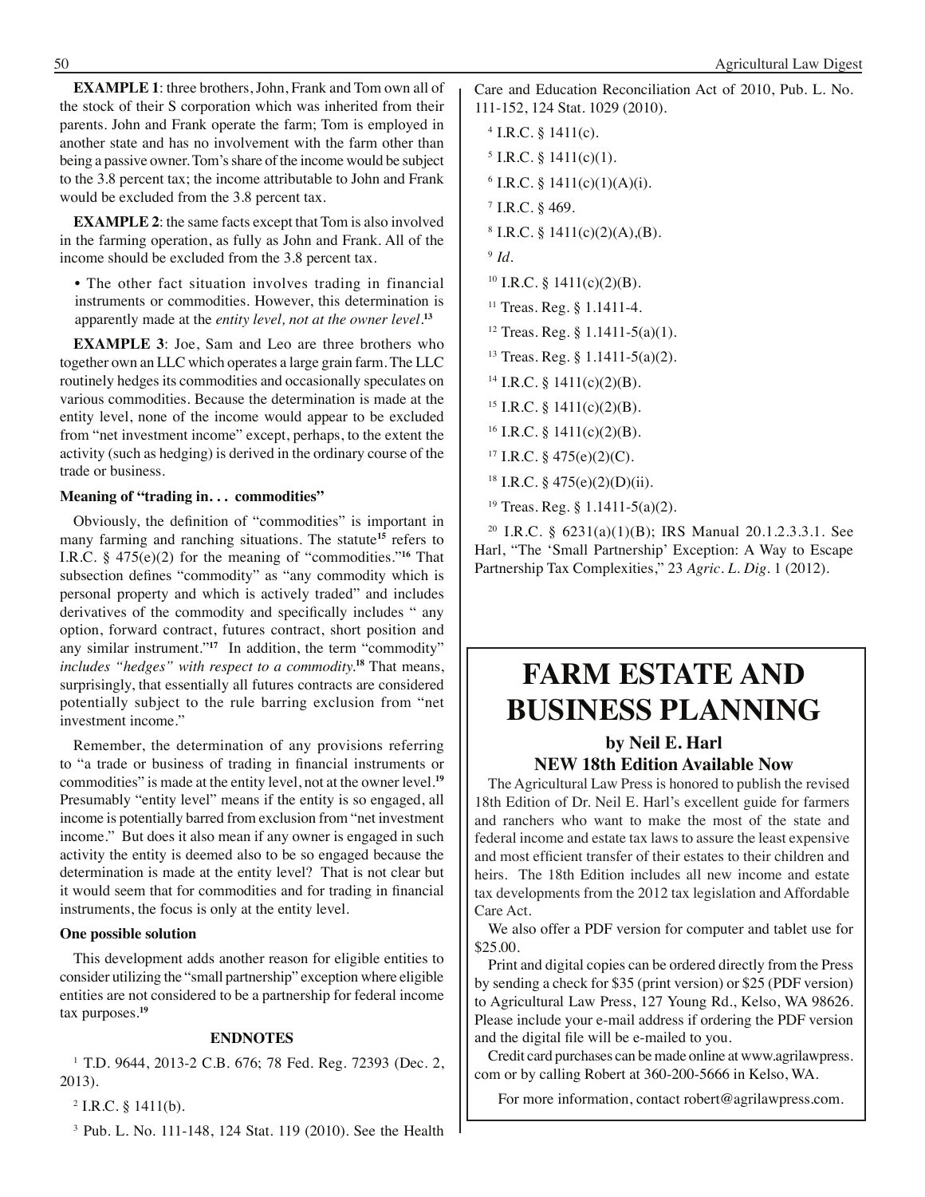**EXAMPLE 1**: three brothers, John, Frank and Tom own all of the stock of their S corporation which was inherited from their parents. John and Frank operate the farm; Tom is employed in another state and has no involvement with the farm other than being a passive owner. Tom's share of the income would be subject to the 3.8 percent tax; the income attributable to John and Frank would be excluded from the 3.8 percent tax.

**EXAMPLE 2**: the same facts except that Tom is also involved in the farming operation, as fully as John and Frank. All of the income should be excluded from the 3.8 percent tax.

- The other fact situation involves trading in financial instruments or commodities. However, this determination is apparently made at the *entity level, not at the owner level*.[13]

**EXAMPLE 3**: Joe, Sam and Leo are three brothers who together own an LLC which operates a large grain farm. The LLC routinely hedges its commodities and occasionally speculates on various commodities. Because the determination is made at the entity level, none of the income would appear to be excluded from "net investment income" except, perhaps, to the extent the activity (such as hedging) is derived in the ordinary course of the trade or business.

**Meaning of "trading in. . . commodities"**

Obviously, the definition of "commodities" is important in many farming and ranching situations. The statute[15] refers to I.R.C. § 475(e)(2) for the meaning of "commodities."[16] That subsection defines "commodity" as "any commodity which is personal property and which is actively traded" and includes derivatives of the commodity and specifically includes " any option, forward contract, futures contract, short position and any similar instrument."[17] In addition, the term "commodity" *includes "hedges" with respect to a commodity.*[18] That means, surprisingly, that essentially all futures contracts are considered potentially subject to the rule barring exclusion from "net investment income."

Remember, the determination of any provisions referring to "a trade or business of trading in financial instruments or commodities" is made at the entity level, not at the owner level.[19] Presumably "entity level" means if the entity is so engaged, all income is potentially barred from exclusion from "net investment income." But does it also mean if any owner is engaged in such activity the entity is deemed also to be so engaged because the determination is made at the entity level? That is not clear but it would seem that for commodities and for trading in financial instruments, the focus is only at the entity level.

**One possible solution**

This development adds another reason for eligible entities to consider utilizing the "small partnership" exception where eligible entities are not considered to be a partnership for federal income tax purposes.[19]

**ENDNOTES**

[1] T.D. 9644, 2013-2 C.B. 676; 78 Fed. Reg. 72393 (Dec. 2, 2013).

[2] I.R.C. § 1411(b).

[3] Pub. L. No. 111-148, 124 Stat. 119 (2010). See the Health Care and Education Reconciliation Act of 2010, Pub. L. No. 111-152, 124 Stat. 1029 (2010).

[4] I.R.C. § 1411(c).

[5] I.R.C. § 1411(c)(1).

[6] I.R.C. § 1411(c)(1)(A)(i).

[7] I.R.C. § 469.

[8] I.R.C. § 1411(c)(2)(A),(B).

[9] *Id.*

[10] I.R.C. § 1411(c)(2)(B).

[11] Treas. Reg. § 1.1411-4.

[12] Treas. Reg. § 1.1411-5(a)(1).

[13] Treas. Reg. § 1.1411-5(a)(2).

[14] I.R.C. § 1411(c)(2)(B).

[15] I.R.C. § 1411(c)(2)(B).

[16] I.R.C. § 1411(c)(2)(B).

[17] I.R.C. § 475(e)(2)(C).

[18] I.R.C. § 475(e)(2)(D)(ii).

[19] Treas. Reg. § 1.1411-5(a)(2).

[20] I.R.C. § 6231(a)(1)(B); IRS Manual 20.1.2.3.3.1. See Harl, "The 'Small Partnership' Exception: A Way to Escape Partnership Tax Complexities," 23 *Agric. L. Dig.* 1 (2012).

# FARM ESTATE AND BUSINESS PLANNING

**by Neil E. Harl**

**NEW 18th Edition Available Now**

The Agricultural Law Press is honored to publish the revised 18th Edition of Dr. Neil E. Harl's excellent guide for farmers and ranchers who want to make the most of the state and federal income and estate tax laws to assure the least expensive and most efficient transfer of their estates to their children and heirs. The 18th Edition includes all new income and estate tax developments from the 2012 tax legislation and Affordable Care Act.

We also offer a PDF version for computer and tablet use for $25.00.

Print and digital copies can be ordered directly from the Press by sending a check for $35 (print version) or $25 (PDF version) to Agricultural Law Press, 127 Young Rd., Kelso, WA 98626. Please include your e-mail address if ordering the PDF version and the digital file will be e-mailed to you.

Credit card purchases can be made online at www.agrilawpress.com or by calling Robert at 360-200-5666 in Kelso, WA.

For more information, contact robert@agrilawpress.com.